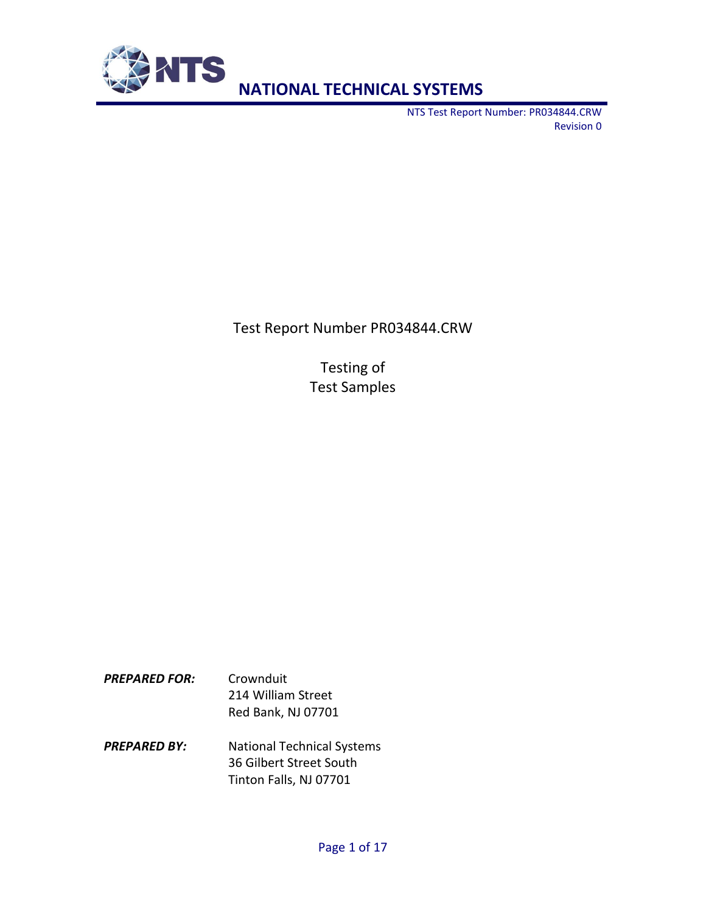# NATIONAL TECHNICAL SYSTEMS

NTS Test Report Number: PR034844.CRW
Revision 0

Test Report Number PR034844.CRW

Testing of
Test Samples

***PREPARED FOR:*** Crownduit
214 William Street
Red Bank, NJ 07701

***PREPARED BY:*** National Technical Systems
36 Gilbert Street South
Tinton Falls, NJ 07701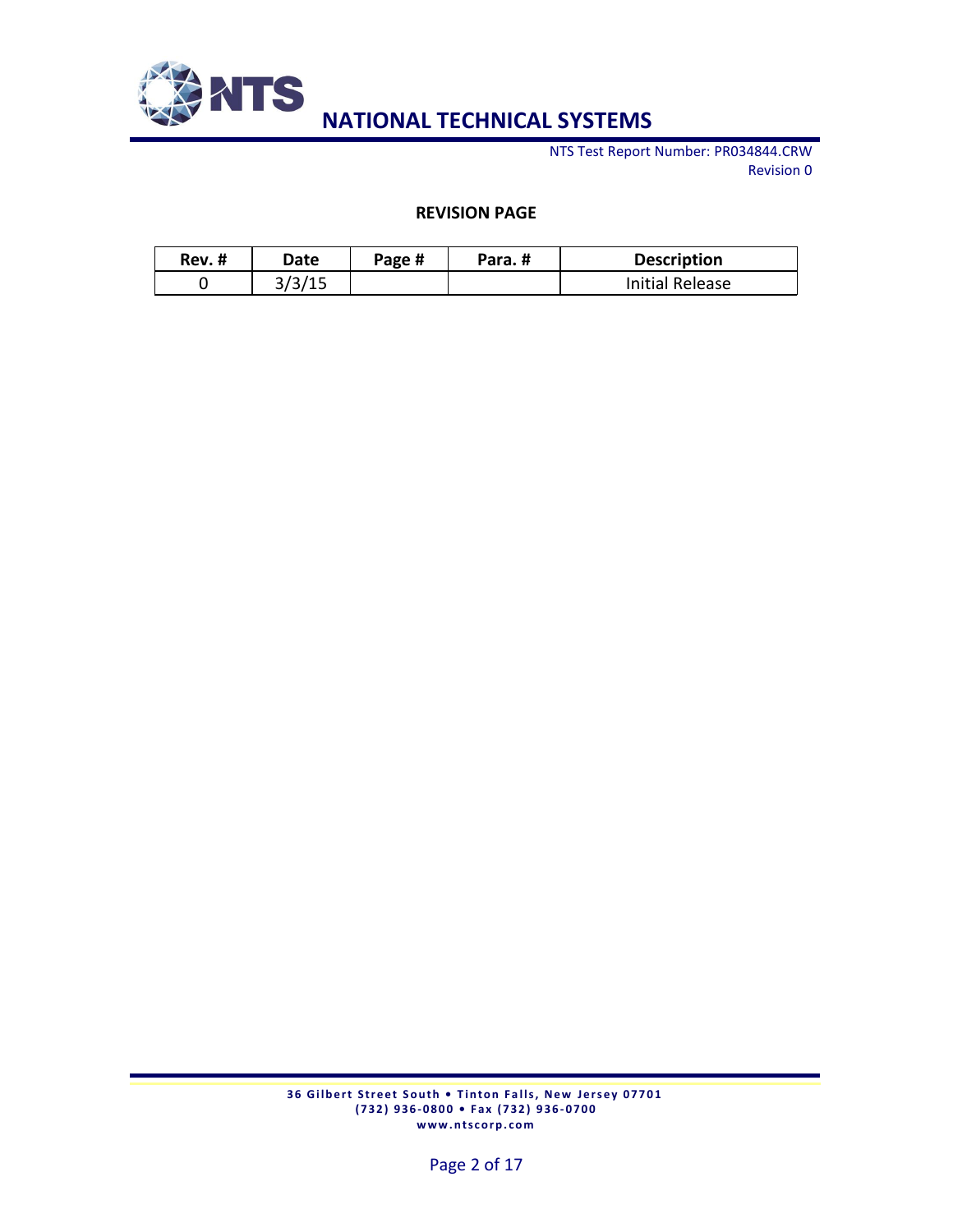## REVISION PAGE

| Rev. # | Date | Page # | Para. # | Description |
|---|---|---|---|---|
| 0 | 3/3/15 | | | Initial Release |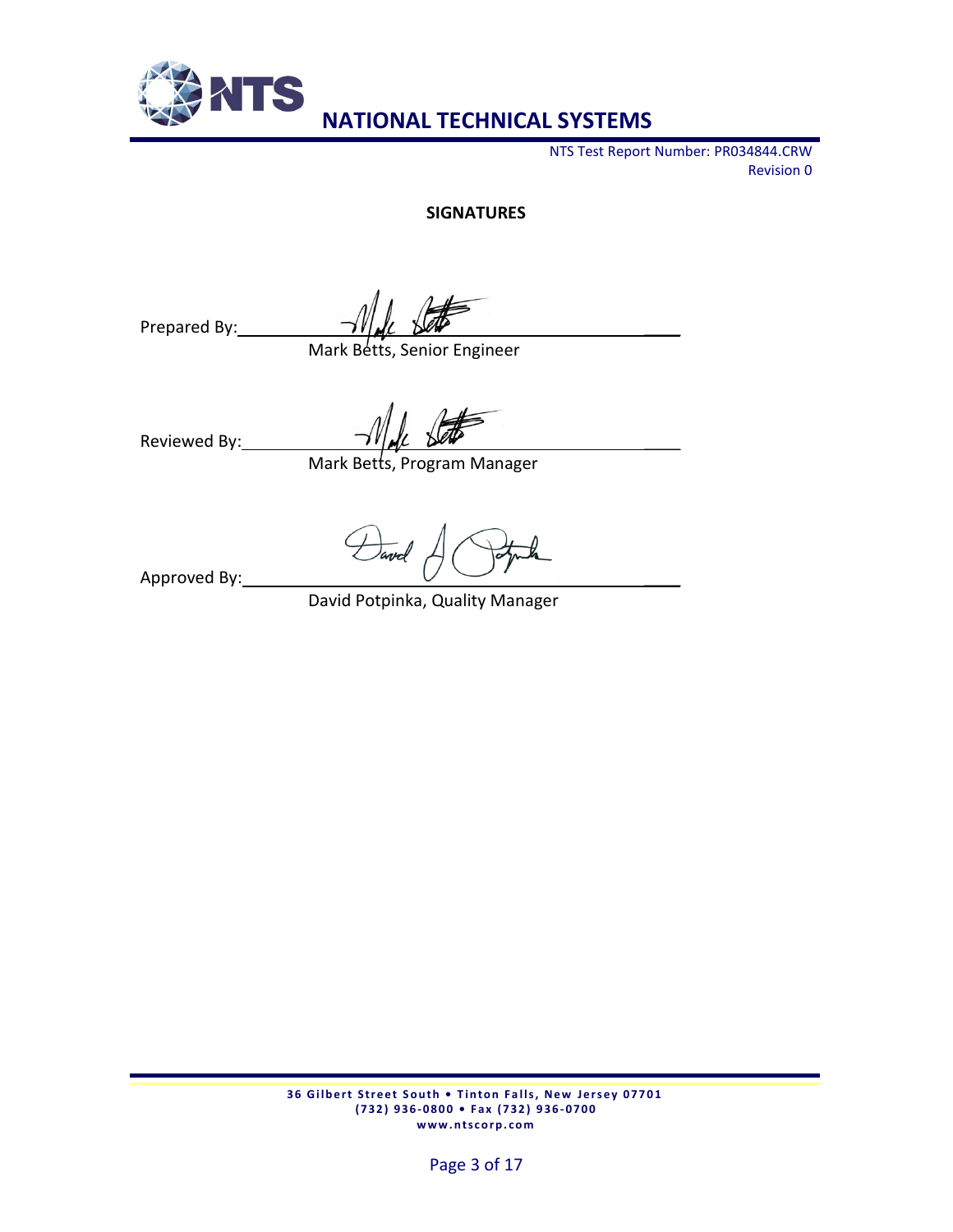## SIGNATURES

Prepared By: ______________________________
Mark Betts, Senior Engineer

Reviewed By: ______________________________
Mark Betts, Program Manager

Approved By: ______________________________
David Potpinka, Quality Manager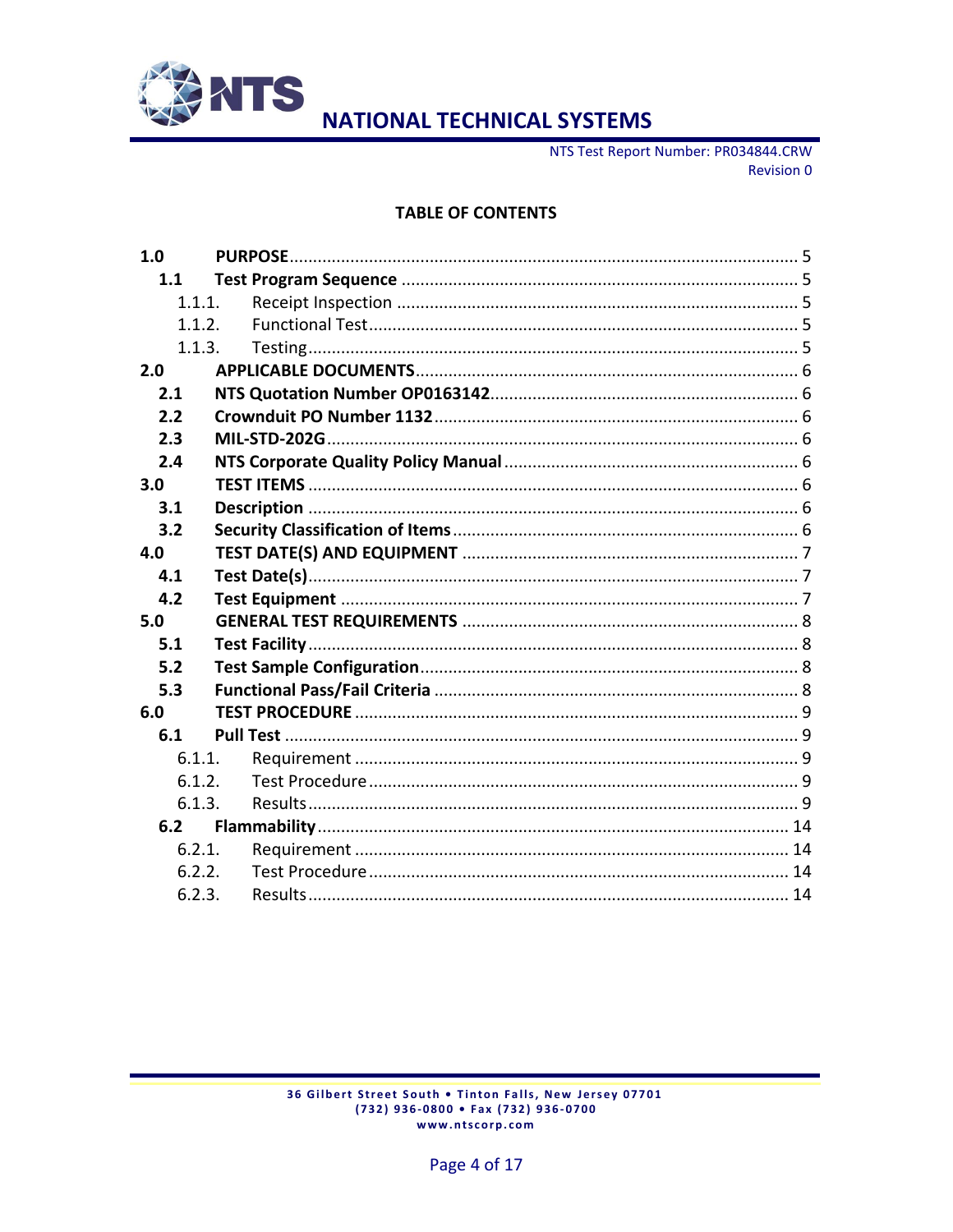## TABLE OF CONTENTS

| | | |
|---|---|---|
| **1.0** | **PURPOSE** | 5 |
| **1.1** | **Test Program Sequence** | 5 |
| 1.1.1. | Receipt Inspection | 5 |
| 1.1.2. | Functional Test | 5 |
| 1.1.3. | Testing | 5 |
| **2.0** | **APPLICABLE DOCUMENTS** | 6 |
| **2.1** | **NTS Quotation Number OP0163142** | 6 |
| **2.2** | **Crowndouit PO Number 1132** | 6 |
| **2.3** | **MIL-STD-202G** | 6 |
| **2.4** | **NTS Corporate Quality Policy Manual** | 6 |
| **3.0** | **TEST ITEMS** | 6 |
| **3.1** | **Description** | 6 |
| **3.2** | **Security Classification of Items** | 6 |
| **4.0** | **TEST DATE(S) AND EQUIPMENT** | 7 |
| **4.1** | **Test Date(s)** | 7 |
| **4.2** | **Test Equipment** | 7 |
| **5.0** | **GENERAL TEST REQUIREMENTS** | 8 |
| **5.1** | **Test Facility** | 8 |
| **5.2** | **Test Sample Configuration** | 8 |
| **5.3** | **Functional Pass/Fail Criteria** | 8 |
| **6.0** | **TEST PROCEDURE** | 9 |
| **6.1** | **Pull Test** | 9 |
| 6.1.1. | Requirement | 9 |
| 6.1.2. | Test Procedure | 9 |
| 6.1.3. | Results | 9 |
| **6.2** | **Flammability** | 14 |
| 6.2.1. | Requirement | 14 |
| 6.2.2. | Test Procedure | 14 |
| 6.2.3. | Results | 14 |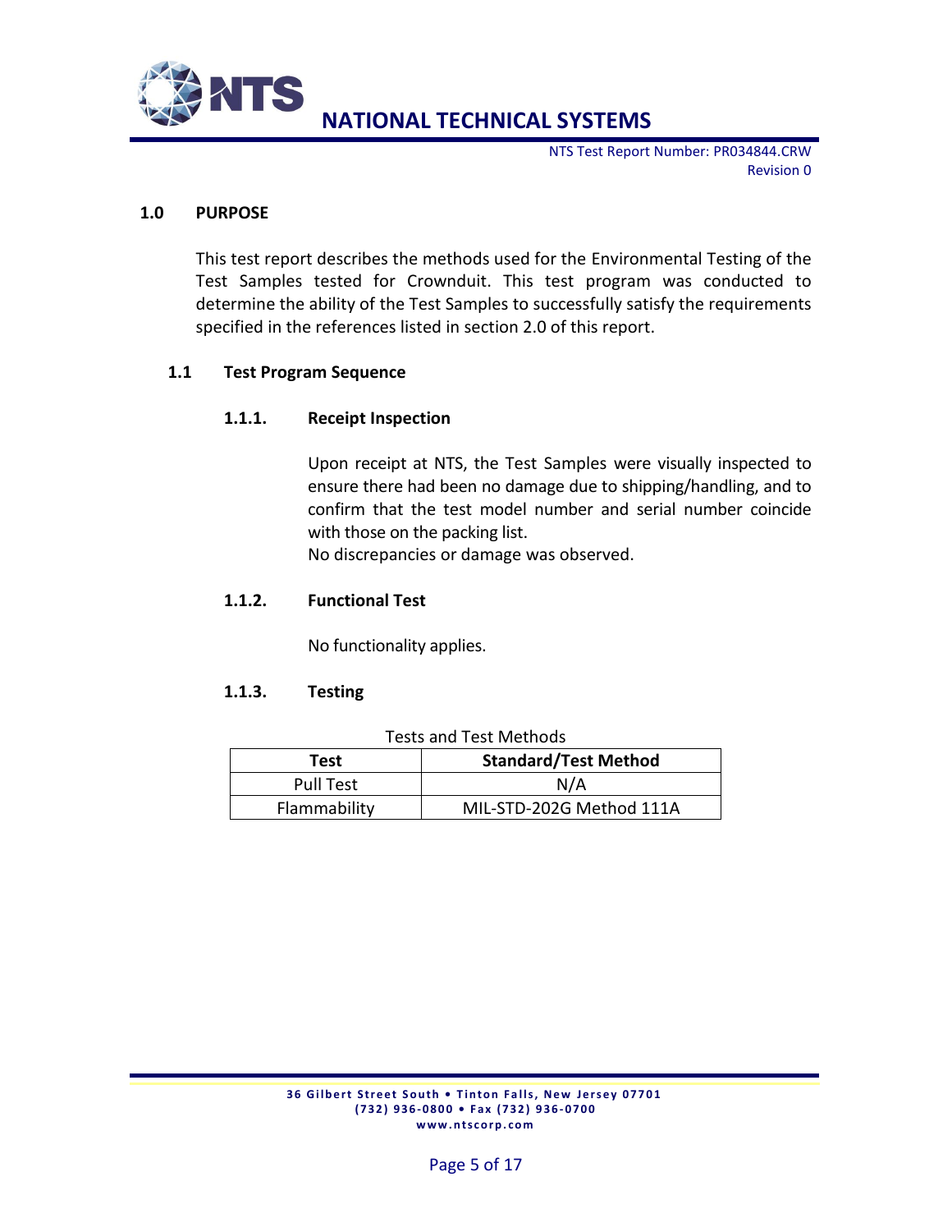## 1.0 PURPOSE

This test report describes the methods used for the Environmental Testing of the Test Samples tested for Crownduit. This test program was conducted to determine the ability of the Test Samples to successfully satisfy the requirements specified in the references listed in section 2.0 of this report.

### 1.1 Test Program Sequence

#### 1.1.1. Receipt Inspection

Upon receipt at NTS, the Test Samples were visually inspected to ensure there had been no damage due to shipping/handling, and to confirm that the test model number and serial number coincide with those on the packing list.
No discrepancies or damage was observed.

#### 1.1.2. Functional Test

No functionality applies.

#### 1.1.3. Testing

Tests and Test Methods

| Test | Standard/Test Method |
|---|---|
| Pull Test | N/A |
| Flammability | MIL-STD-202G Method 111A |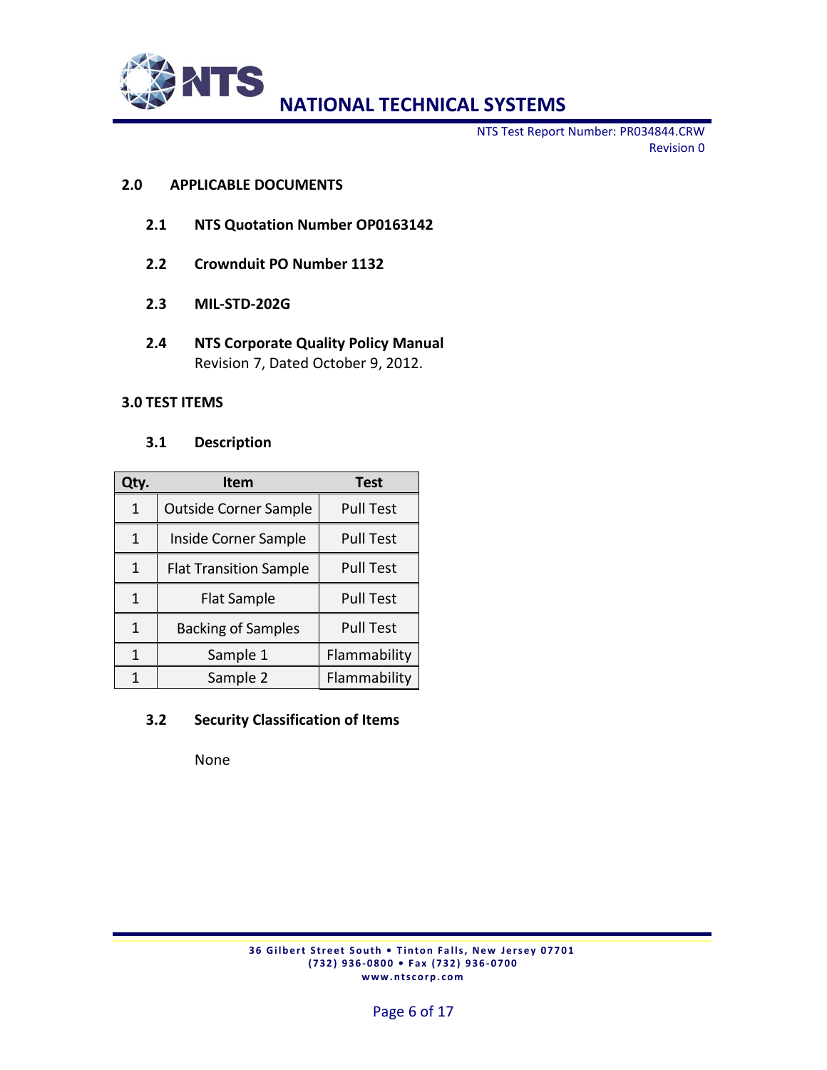## 2.0 APPLICABLE DOCUMENTS

### 2.1 NTS Quotation Number OP0163142

### 2.2 Crownduit PO Number 1132

### 2.3 MIL-STD-202G

### 2.4 NTS Corporate Quality Policy Manual

Revision 7, Dated October 9, 2012.

## 3.0 TEST ITEMS

### 3.1 Description

| Qty. | Item | Test |
|---|---|---|
| 1 | Outside Corner Sample | Pull Test |
| 1 | Inside Corner Sample | Pull Test |
| 1 | Flat Transition Sample | Pull Test |
| 1 | Flat Sample | Pull Test |
| 1 | Backing of Samples | Pull Test |
| 1 | Sample 1 | Flammability |
| 1 | Sample 2 | Flammability |

### 3.2 Security Classification of Items

None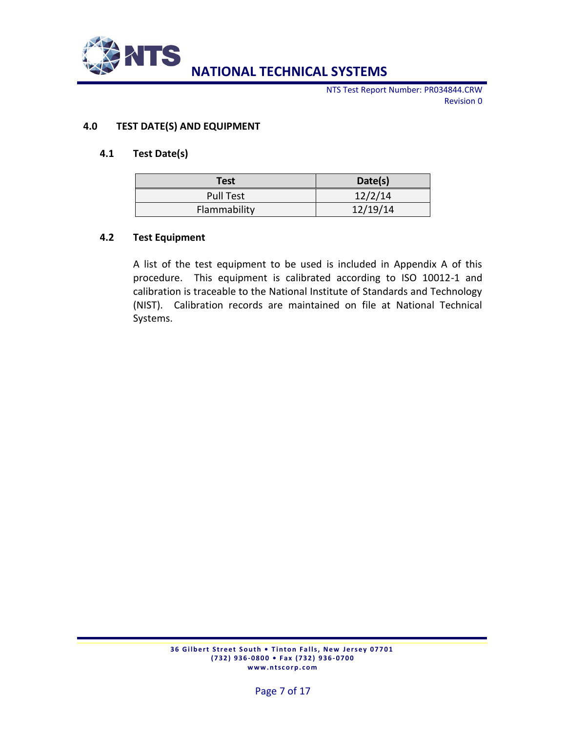## 4.0 TEST DATE(S) AND EQUIPMENT

### 4.1 Test Date(s)

| Test | Date(s) |
|---|---|
| Pull Test | 12/2/14 |
| Flammability | 12/19/14 |

### 4.2 Test Equipment

A list of the test equipment to be used is included in Appendix A of this procedure. This equipment is calibrated according to ISO 10012-1 and calibration is traceable to the National Institute of Standards and Technology (NIST). Calibration records are maintained on file at National Technical Systems.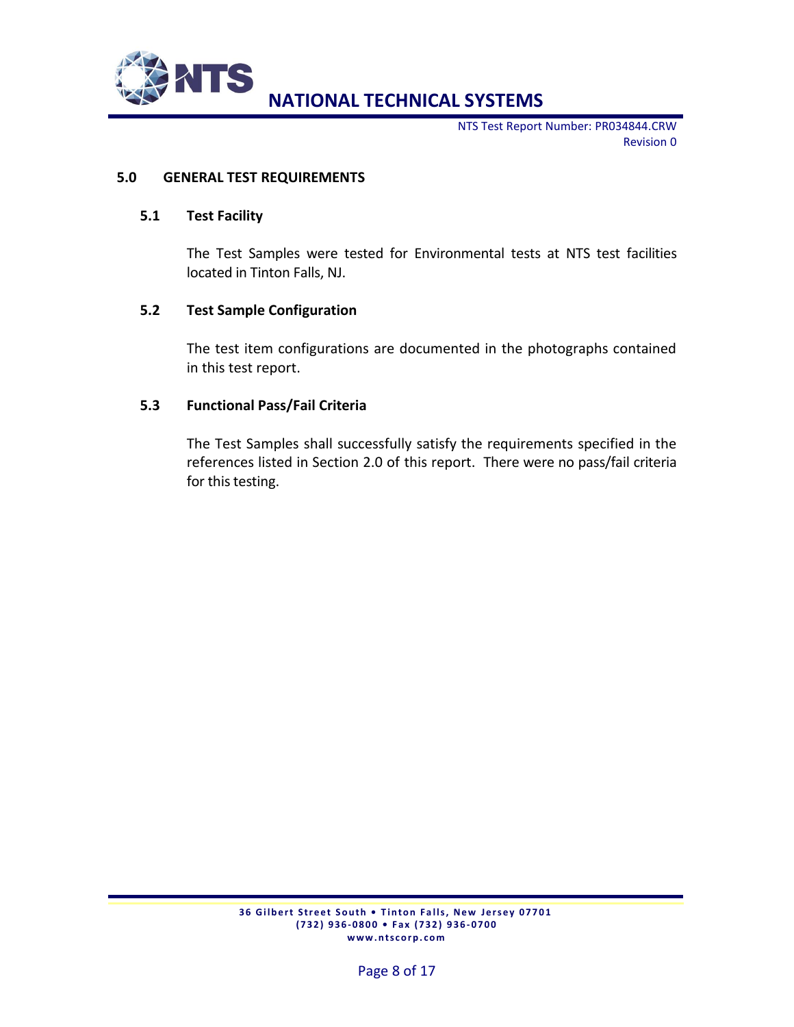## 5.0 GENERAL TEST REQUIREMENTS

### 5.1 Test Facility

The Test Samples were tested for Environmental tests at NTS test facilities located in Tinton Falls, NJ.

### 5.2 Test Sample Configuration

The test item configurations are documented in the photographs contained in this test report.

### 5.3 Functional Pass/Fail Criteria

The Test Samples shall successfully satisfy the requirements specified in the references listed in Section 2.0 of this report. There were no pass/fail criteria for this testing.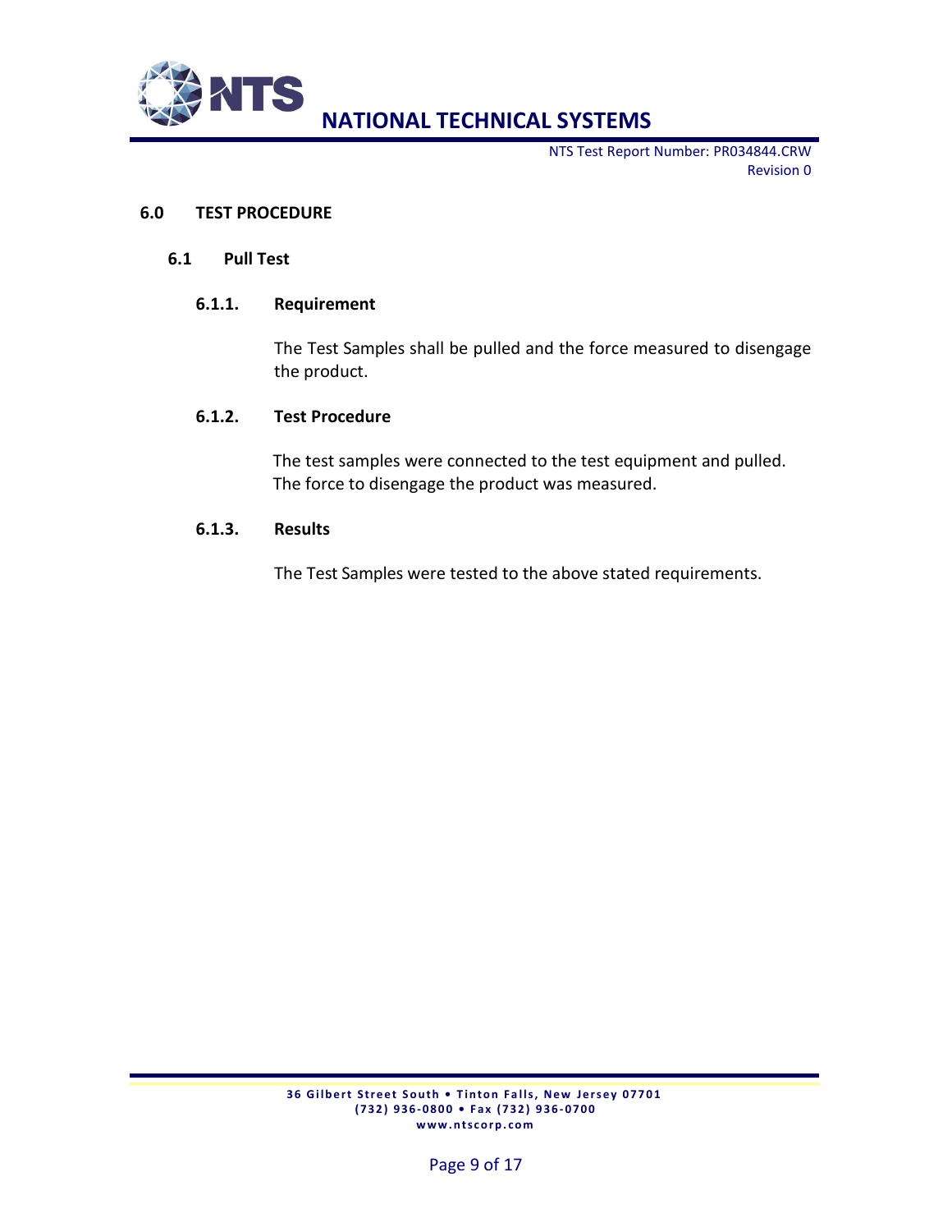# 6.0 TEST PROCEDURE

## 6.1 Pull Test

### 6.1.1. Requirement

The Test Samples shall be pulled and the force measured to disengage the product.

### 6.1.2. Test Procedure

The test samples were connected to the test equipment and pulled. The force to disengage the product was measured.

### 6.1.3. Results

The Test Samples were tested to the above stated requirements.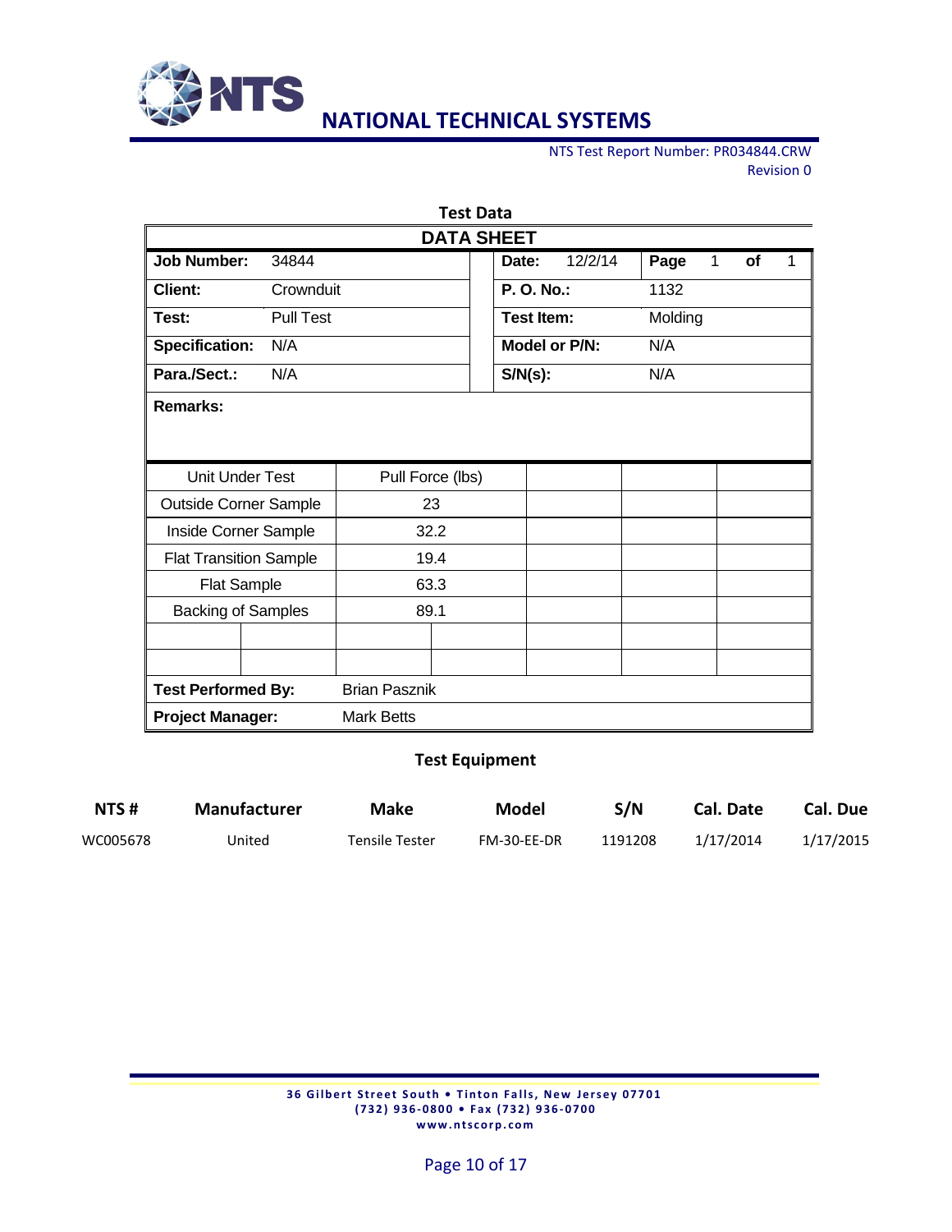# NATIONAL TECHNICAL SYSTEMS

NTS Test Report Number: PR034844.CRW
Revision 0

## Test Data

### DATA SHEET

| | | | | | |
|---|---|---|---|---|---|
| **Job Number:** | 34844 | **Date:** | 12/2/14 | **Page** | 1 **of** 1 |
| **Client:** | Crownduit | **P. O. No.:** | | 1132 | |
| **Test:** | Pull Test | **Test Item:** | | Molding | |
| **Specification:** | N/A | **Model or P/N:** | | N/A | |
| **Para./Sect.:** | N/A | **S/N(s):** | | N/A | |

**Remarks:**

| Unit Under Test | Pull Force (lbs) | | | |
|---|---|---|---|---|
| Outside Corner Sample | 23 | | | |
| Inside Corner Sample | 32.2 | | | |
| Flat Transition Sample | 19.4 | | | |
| Flat Sample | 63.3 | | | |
| Backing of Samples | 89.1 | | | |
| | | | | |
| | | | | |

**Test Performed By:** Brian Pasznik

**Project Manager:** Mark Betts

## Test Equipment

| NTS # | Manufacturer | Make | Model | S/N | Cal. Date | Cal. Due |
|---|---|---|---|---|---|---|
| WC005678 | United | Tensile Tester | FM-30-EE-DR | 1191208 | 1/17/2014 | 1/17/2015 |

36 Gilbert Street South • Tinton Falls, New Jersey 07701
(732) 936-0800 • Fax (732) 936-0700
www.ntscorp.com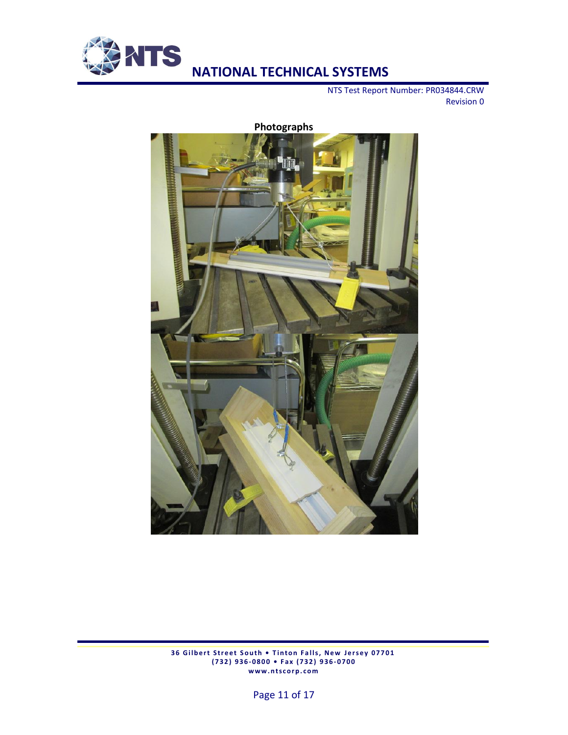**Photographs**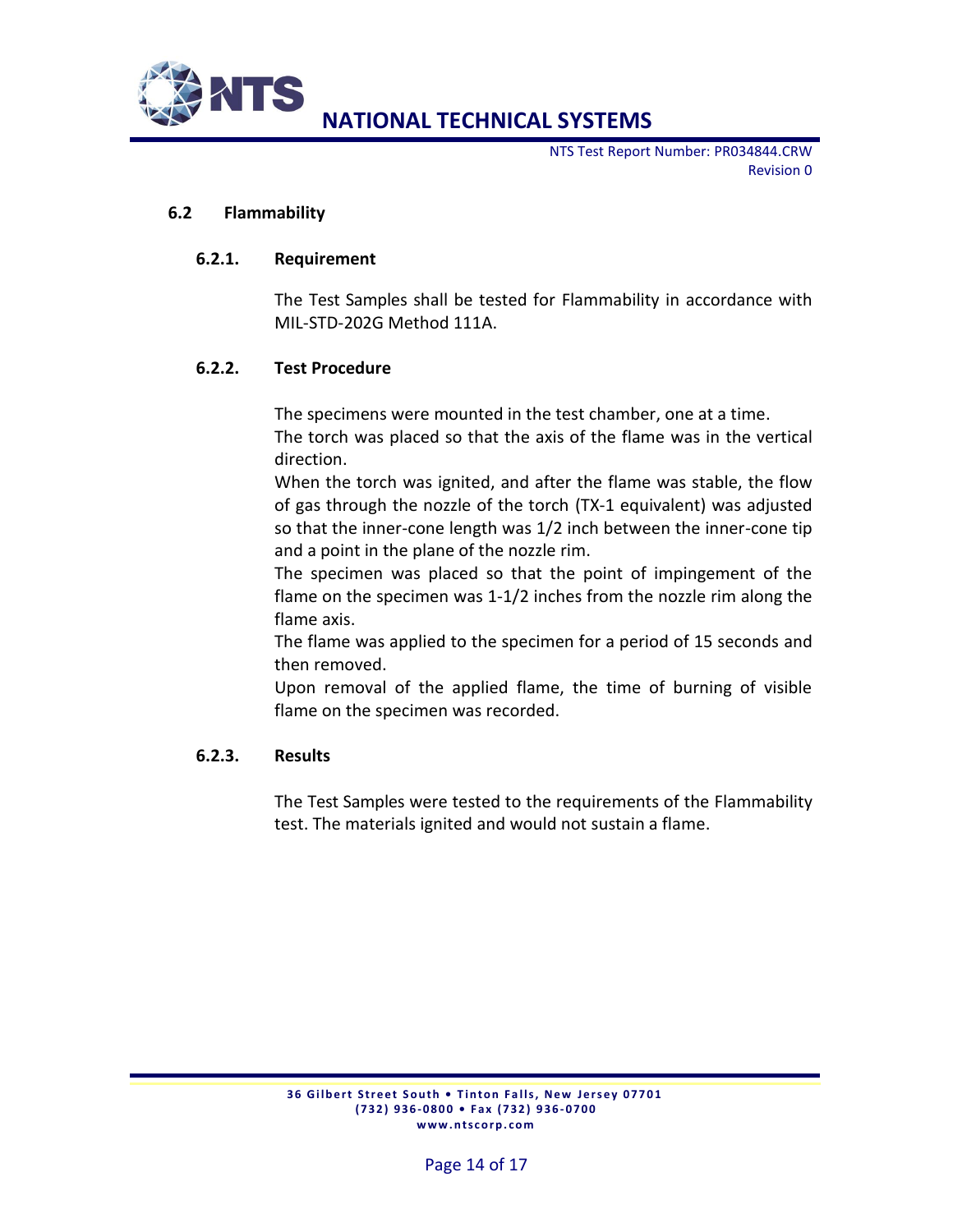### 6.2 Flammability

#### 6.2.1. Requirement

The Test Samples shall be tested for Flammability in accordance with MIL-STD-202G Method 111A.

#### 6.2.2. Test Procedure

The specimens were mounted in the test chamber, one at a time.
The torch was placed so that the axis of the flame was in the vertical direction.
When the torch was ignited, and after the flame was stable, the flow of gas through the nozzle of the torch (TX-1 equivalent) was adjusted so that the inner-cone length was 1/2 inch between the inner-cone tip and a point in the plane of the nozzle rim.
The specimen was placed so that the point of impingement of the flame on the specimen was 1-1/2 inches from the nozzle rim along the flame axis.
The flame was applied to the specimen for a period of 15 seconds and then removed.
Upon removal of the applied flame, the time of burning of visible flame on the specimen was recorded.

#### 6.2.3. Results

The Test Samples were tested to the requirements of the Flammability test. The materials ignited and would not sustain a flame.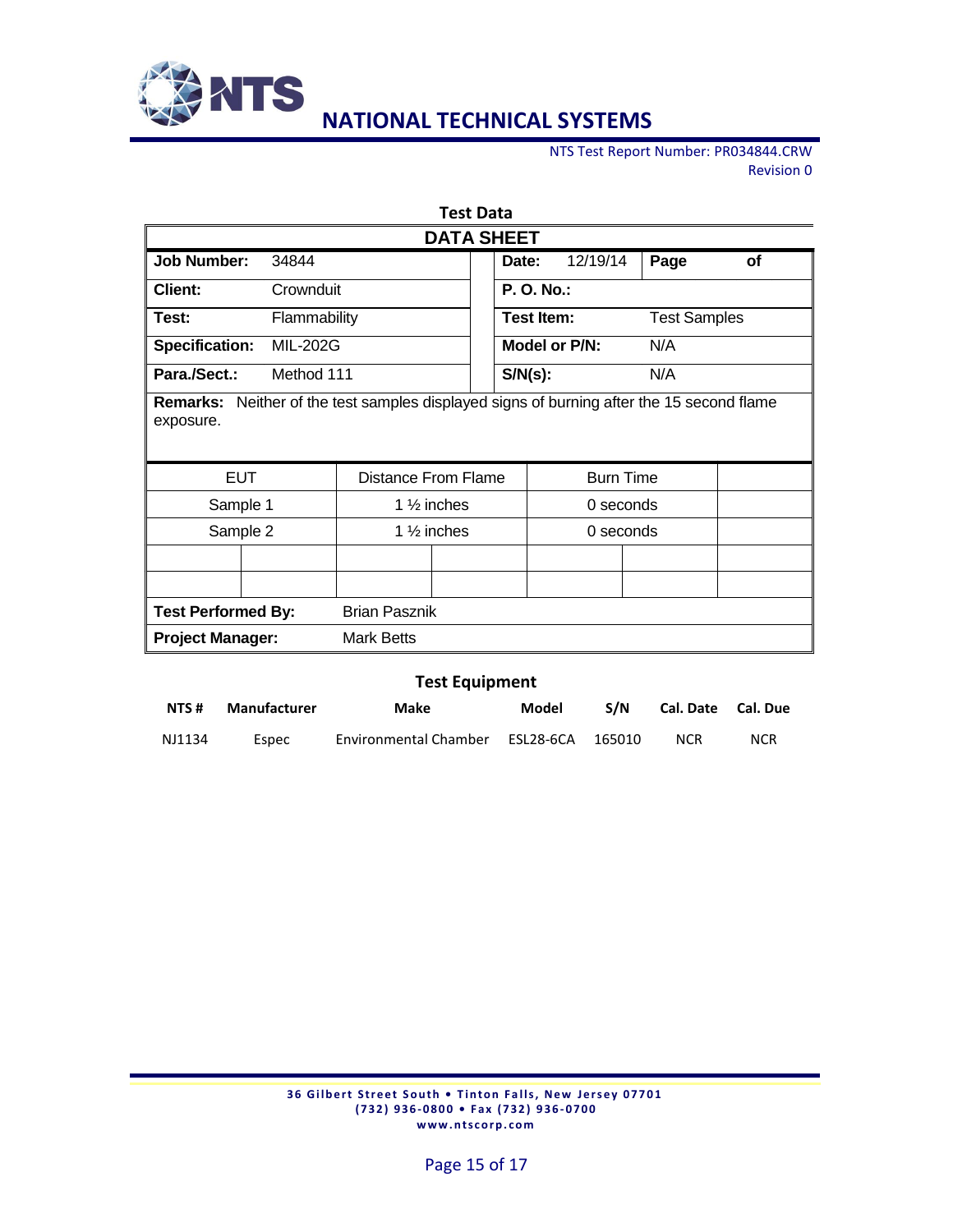## Test Data

### DATA SHEET

| | | | | |
|---|---|---|---|---|
| **Job Number:** | 34844 | **Date:** 12/19/14 | **Page** | **of** |
| **Client:** | Crownduit | **P. O. No.:** | | |
| **Test:** | Flammability | **Test Item:** | Test Samples | |
| **Specification:** | MIL-202G | **Model or P/N:** | N/A | |
| **Para./Sect.:** | Method 111 | **S/N(s):** | N/A | |

**Remarks:** Neither of the test samples displayed signs of burning after the 15 second flame exposure.

| EUT | Distance From Flame | Burn Time | |
|---|---|---|---|
| Sample 1 | 1 ½ inches | 0 seconds | |
| Sample 2 | 1 ½ inches | 0 seconds | |
| | | | |
| | | | |

**Test Performed By:** Brian Pasznik

**Project Manager:** Mark Betts

## Test Equipment

| NTS # | Manufacturer | Make | Model | S/N | Cal. Date | Cal. Due |
|---|---|---|---|---|---|---|
| NJ1134 | Espec | Environmental Chamber | ESL28-6CA | 165010 | NCR | NCR |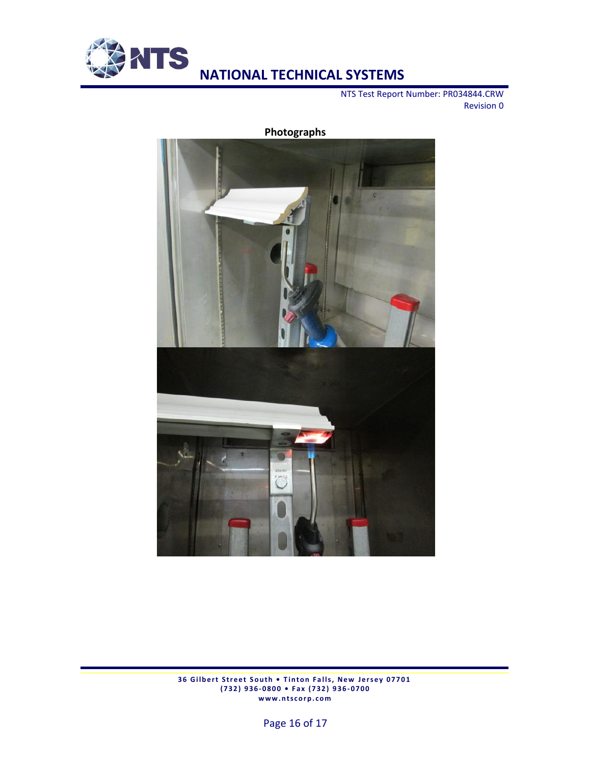**Photographs**